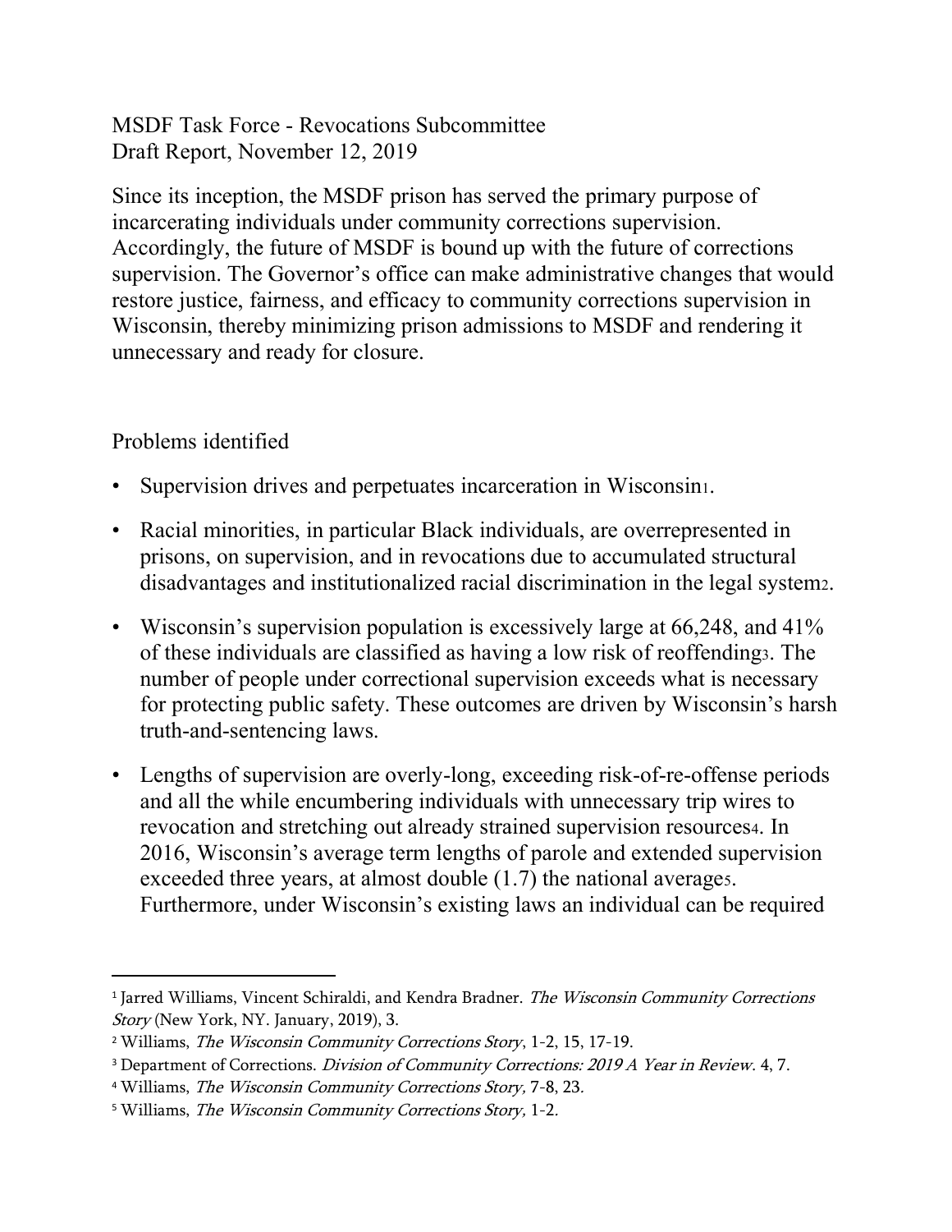MSDF Task Force - Revocations Subcommittee
Draft Report, November 12, 2019

Since its inception, the MSDF prison has served the primary purpose of incarcerating individuals under community corrections supervision. Accordingly, the future of MSDF is bound up with the future of corrections supervision. The Governor's office can make administrative changes that would restore justice, fairness, and efficacy to community corrections supervision in Wisconsin, thereby minimizing prison admissions to MSDF and rendering it unnecessary and ready for closure.

## Problems identified

- Supervision drives and perpetuates incarceration in Wisconsin[1].
- Racial minorities, in particular Black individuals, are overrepresented in prisons, on supervision, and in revocations due to accumulated structural disadvantages and institutionalized racial discrimination in the legal system[2].
- Wisconsin's supervision population is excessively large at 66,248, and 41% of these individuals are classified as having a low risk of reoffending[3]. The number of people under correctional supervision exceeds what is necessary for protecting public safety. These outcomes are driven by Wisconsin's harsh truth-and-sentencing laws.
- Lengths of supervision are overly-long, exceeding risk-of-re-offense periods and all the while encumbering individuals with unnecessary trip wires to revocation and stretching out already strained supervision resources[4]. In 2016, Wisconsin's average term lengths of parole and extended supervision exceeded three years, at almost double (1.7) the national average[5]. Furthermore, under Wisconsin's existing laws an individual can be required

---

[1] Jarred Williams, Vincent Schiraldi, and Kendra Bradner. *The Wisconsin Community Corrections Story* (New York, NY. January, 2019), 3.

[2] Williams, *The Wisconsin Community Corrections Story*, 1-2, 15, 17-19.

[3] Department of Corrections. *Division of Community Corrections: 2019 A Year in Review*. 4, 7.

[4] Williams, *The Wisconsin Community Corrections Story*, 7-8, 23.

[5] Williams, *The Wisconsin Community Corrections Story*, 1-2.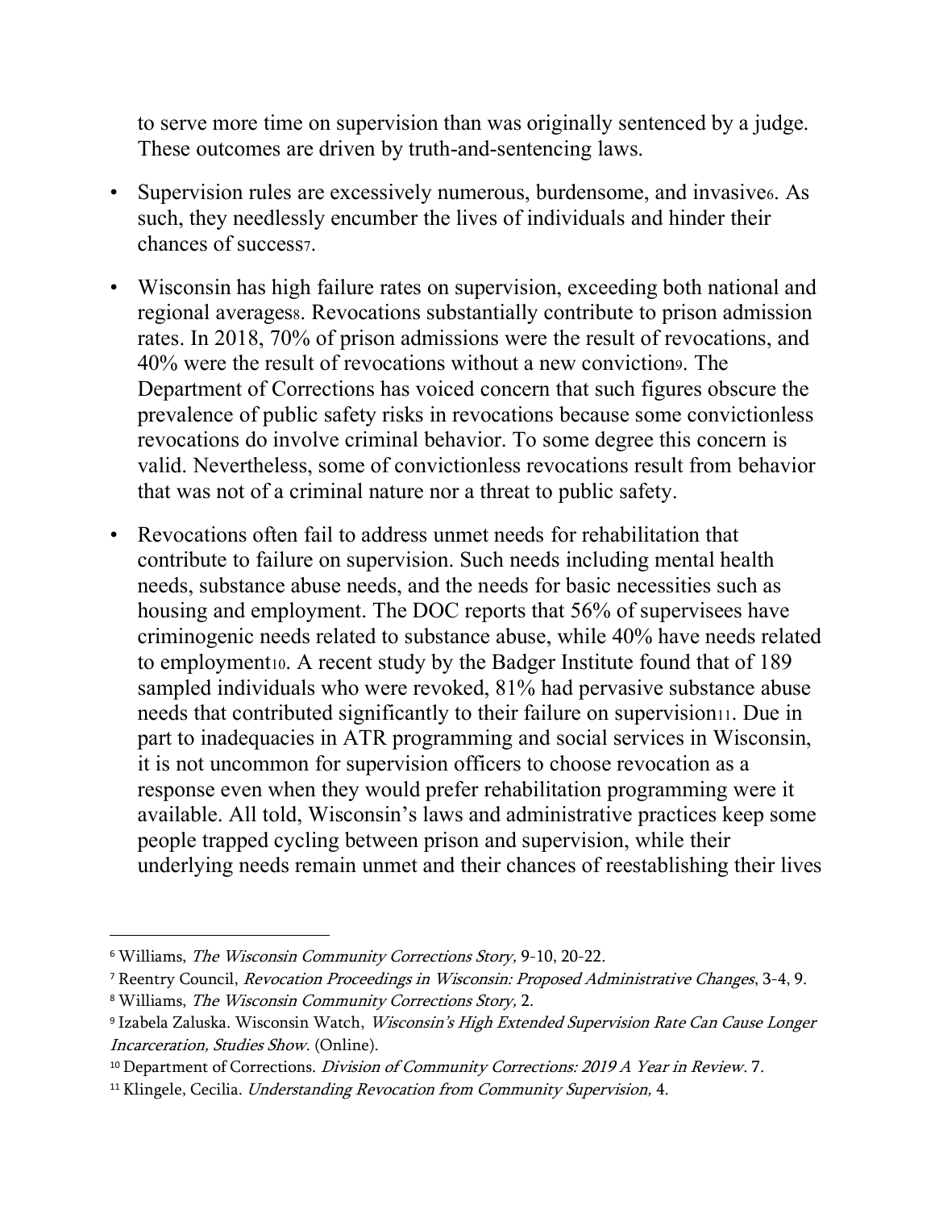to serve more time on supervision than was originally sentenced by a judge. These outcomes are driven by truth-and-sentencing laws.

- Supervision rules are excessively numerous, burdensome, and invasive[6]. As such, they needlessly encumber the lives of individuals and hinder their chances of success[7].

- Wisconsin has high failure rates on supervision, exceeding both national and regional averages[8]. Revocations substantially contribute to prison admission rates. In 2018, 70% of prison admissions were the result of revocations, and 40% were the result of revocations without a new conviction[9]. The Department of Corrections has voiced concern that such figures obscure the prevalence of public safety risks in revocations because some convictionless revocations do involve criminal behavior. To some degree this concern is valid. Nevertheless, some of convictionless revocations result from behavior that was not of a criminal nature nor a threat to public safety.

- Revocations often fail to address unmet needs for rehabilitation that contribute to failure on supervision. Such needs including mental health needs, substance abuse needs, and the needs for basic necessities such as housing and employment. The DOC reports that 56% of supervisees have criminogenic needs related to substance abuse, while 40% have needs related to employment[10]. A recent study by the Badger Institute found that of 189 sampled individuals who were revoked, 81% had pervasive substance abuse needs that contributed significantly to their failure on supervision[11]. Due in part to inadequacies in ATR programming and social services in Wisconsin, it is not uncommon for supervision officers to choose revocation as a response even when they would prefer rehabilitation programming were it available. All told, Wisconsin's laws and administrative practices keep some people trapped cycling between prison and supervision, while their underlying needs remain unmet and their chances of reestablishing their lives

---

[6] Williams, *The Wisconsin Community Corrections Story,* 9-10, 20-22.

[7] Reentry Council, *Revocation Proceedings in Wisconsin: Proposed Administrative Changes*, 3-4, 9.

[8] Williams, *The Wisconsin Community Corrections Story,* 2.

[9] Izabela Zaluska. Wisconsin Watch, *Wisconsin's High Extended Supervision Rate Can Cause Longer Incarceration, Studies Show*. (Online).

[10] Department of Corrections. *Division of Community Corrections: 2019 A Year in Review*. 7.

[11] Klingele, Cecilia. *Understanding Revocation from Community Supervision,* 4.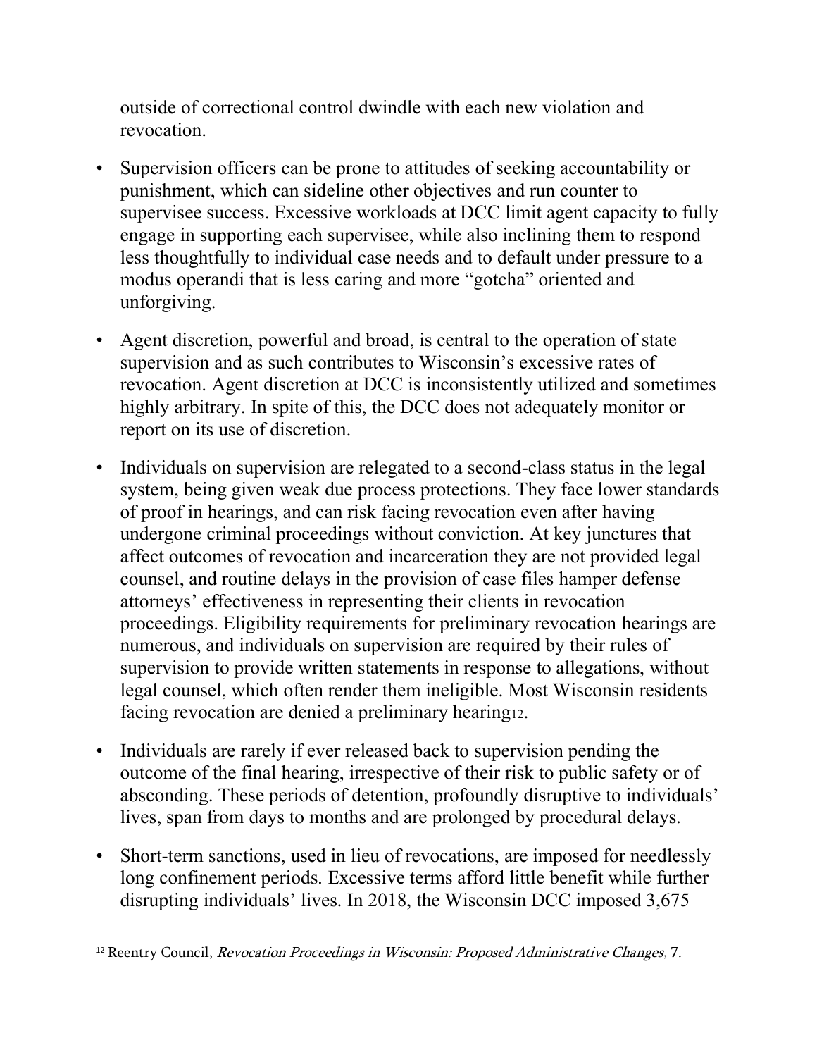outside of correctional control dwindle with each new violation and revocation.

- Supervision officers can be prone to attitudes of seeking accountability or punishment, which can sideline other objectives and run counter to supervisee success. Excessive workloads at DCC limit agent capacity to fully engage in supporting each supervisee, while also inclining them to respond less thoughtfully to individual case needs and to default under pressure to a modus operandi that is less caring and more "gotcha" oriented and unforgiving.

- Agent discretion, powerful and broad, is central to the operation of state supervision and as such contributes to Wisconsin's excessive rates of revocation. Agent discretion at DCC is inconsistently utilized and sometimes highly arbitrary. In spite of this, the DCC does not adequately monitor or report on its use of discretion.

- Individuals on supervision are relegated to a second-class status in the legal system, being given weak due process protections. They face lower standards of proof in hearings, and can risk facing revocation even after having undergone criminal proceedings without conviction. At key junctures that affect outcomes of revocation and incarceration they are not provided legal counsel, and routine delays in the provision of case files hamper defense attorneys' effectiveness in representing their clients in revocation proceedings. Eligibility requirements for preliminary revocation hearings are numerous, and individuals on supervision are required by their rules of supervision to provide written statements in response to allegations, without legal counsel, which often render them ineligible. Most Wisconsin residents facing revocation are denied a preliminary hearing[12].

- Individuals are rarely if ever released back to supervision pending the outcome of the final hearing, irrespective of their risk to public safety or of absconding. These periods of detention, profoundly disruptive to individuals' lives, span from days to months and are prolonged by procedural delays.

- Short-term sanctions, used in lieu of revocations, are imposed for needlessly long confinement periods. Excessive terms afford little benefit while further disrupting individuals' lives. In 2018, the Wisconsin DCC imposed 3,675

[12] Reentry Council, *Revocation Proceedings in Wisconsin: Proposed Administrative Changes*, 7.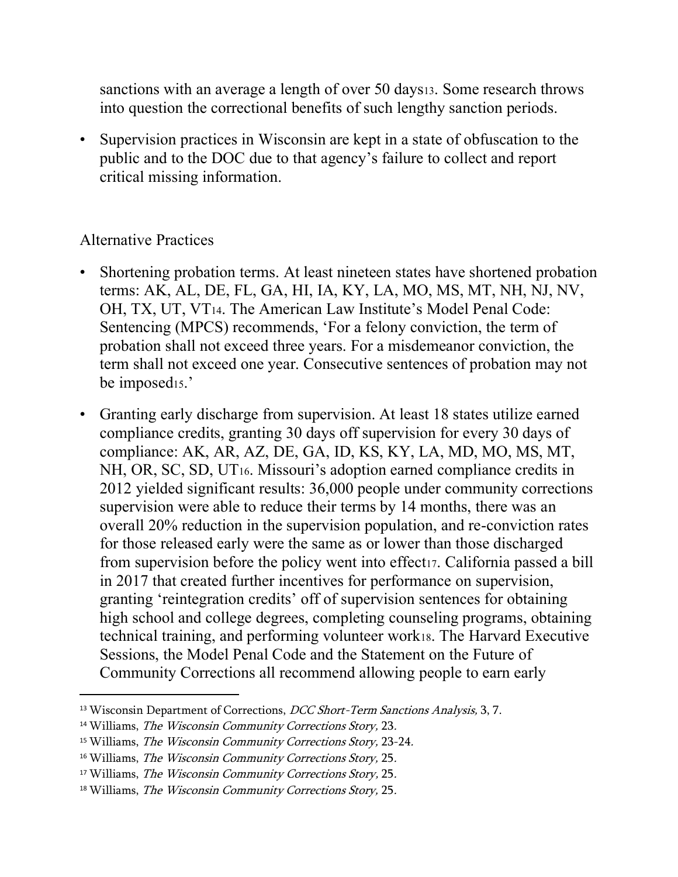sanctions with an average a length of over 50 days[13]. Some research throws into question the correctional benefits of such lengthy sanction periods.

- Supervision practices in Wisconsin are kept in a state of obfuscation to the public and to the DOC due to that agency's failure to collect and report critical missing information.

## Alternative Practices

- Shortening probation terms. At least nineteen states have shortened probation terms: AK, AL, DE, FL, GA, HI, IA, KY, LA, MO, MS, MT, NH, NJ, NV, OH, TX, UT, VT[14]. The American Law Institute's Model Penal Code: Sentencing (MPCS) recommends, 'For a felony conviction, the term of probation shall not exceed three years. For a misdemeanor conviction, the term shall not exceed one year. Consecutive sentences of probation may not be imposed[15].'
- Granting early discharge from supervision. At least 18 states utilize earned compliance credits, granting 30 days off supervision for every 30 days of compliance: AK, AR, AZ, DE, GA, ID, KS, KY, LA, MD, MO, MS, MT, NH, OR, SC, SD, UT[16]. Missouri's adoption earned compliance credits in 2012 yielded significant results: 36,000 people under community corrections supervision were able to reduce their terms by 14 months, there was an overall 20% reduction in the supervision population, and re-conviction rates for those released early were the same as or lower than those discharged from supervision before the policy went into effect[17]. California passed a bill in 2017 that created further incentives for performance on supervision, granting 'reintegration credits' off of supervision sentences for obtaining high school and college degrees, completing counseling programs, obtaining technical training, and performing volunteer work[18]. The Harvard Executive Sessions, the Model Penal Code and the Statement on the Future of Community Corrections all recommend allowing people to earn early

---

[13] Wisconsin Department of Corrections, *DCC Short-Term Sanctions Analysis,* 3, 7.

[14] Williams, *The Wisconsin Community Corrections Story,* 23.

[15] Williams, *The Wisconsin Community Corrections Story,* 23-24.

[16] Williams, *The Wisconsin Community Corrections Story,* 25.

[17] Williams, *The Wisconsin Community Corrections Story,* 25.

[18] Williams, *The Wisconsin Community Corrections Story,* 25.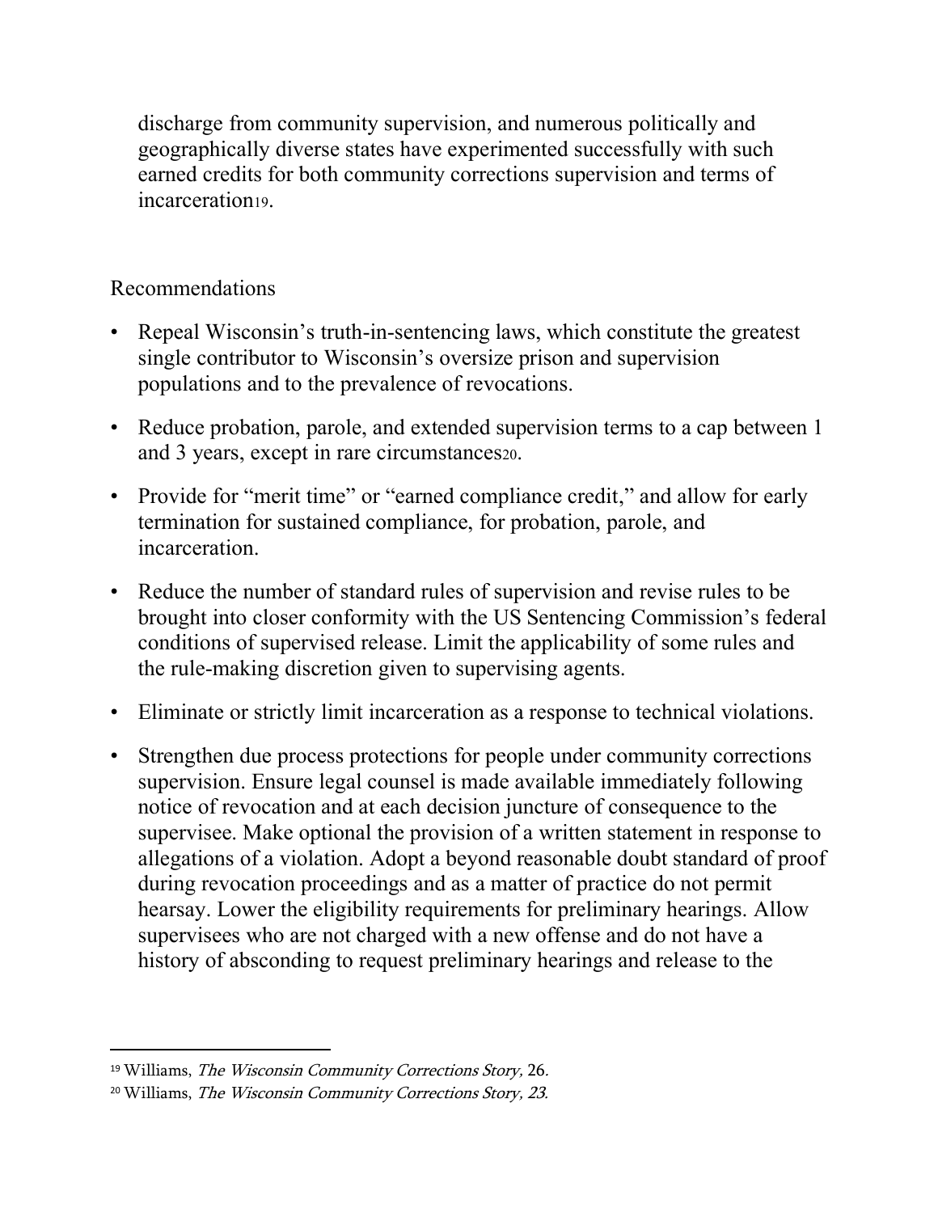discharge from community supervision, and numerous politically and geographically diverse states have experimented successfully with such earned credits for both community corrections supervision and terms of incarceration[19].

Recommendations

- Repeal Wisconsin's truth-in-sentencing laws, which constitute the greatest single contributor to Wisconsin's oversize prison and supervision populations and to the prevalence of revocations.
- Reduce probation, parole, and extended supervision terms to a cap between 1 and 3 years, except in rare circumstances[20].
- Provide for "merit time" or "earned compliance credit," and allow for early termination for sustained compliance, for probation, parole, and incarceration.
- Reduce the number of standard rules of supervision and revise rules to be brought into closer conformity with the US Sentencing Commission's federal conditions of supervised release. Limit the applicability of some rules and the rule-making discretion given to supervising agents.
- Eliminate or strictly limit incarceration as a response to technical violations.
- Strengthen due process protections for people under community corrections supervision. Ensure legal counsel is made available immediately following notice of revocation and at each decision juncture of consequence to the supervisee. Make optional the provision of a written statement in response to allegations of a violation. Adopt a beyond reasonable doubt standard of proof during revocation proceedings and as a matter of practice do not permit hearsay. Lower the eligibility requirements for preliminary hearings. Allow supervisees who are not charged with a new offense and do not have a history of absconding to request preliminary hearings and release to the

---

[19] Williams, *The Wisconsin Community Corrections Story*, 26.

[20] Williams, *The Wisconsin Community Corrections Story, 23.*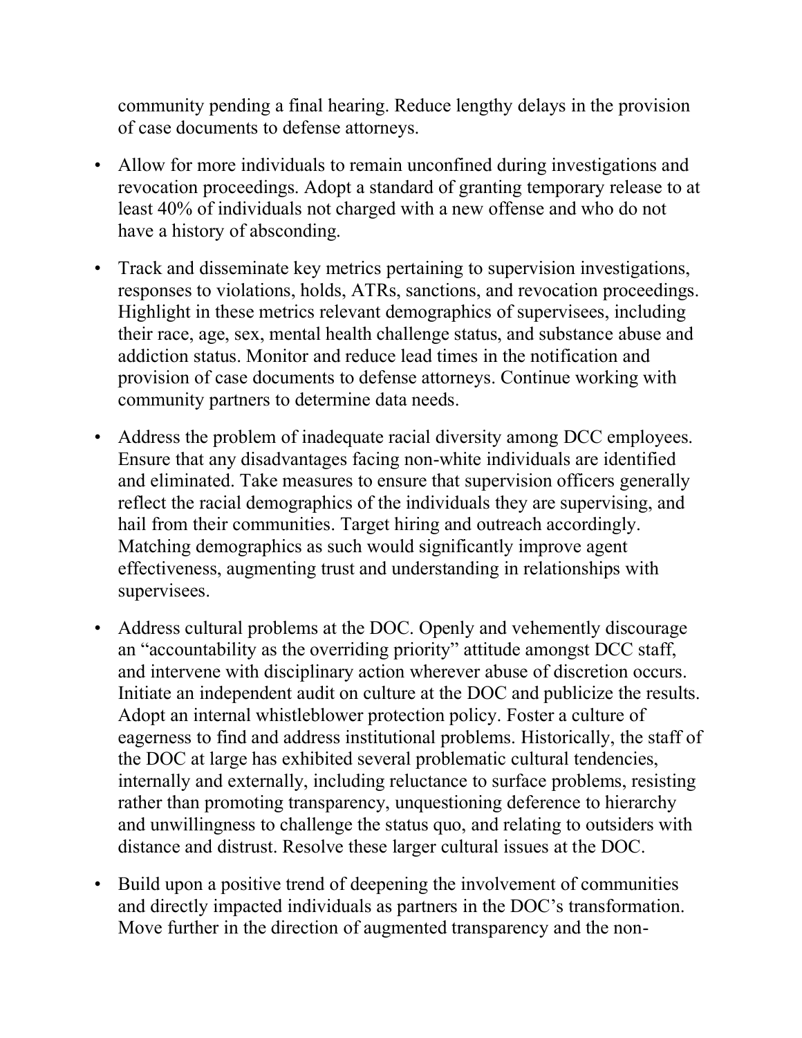community pending a final hearing. Reduce lengthy delays in the provision of case documents to defense attorneys.

- Allow for more individuals to remain unconfined during investigations and revocation proceedings. Adopt a standard of granting temporary release to at least 40% of individuals not charged with a new offense and who do not have a history of absconding.

- Track and disseminate key metrics pertaining to supervision investigations, responses to violations, holds, ATRs, sanctions, and revocation proceedings. Highlight in these metrics relevant demographics of supervisees, including their race, age, sex, mental health challenge status, and substance abuse and addiction status. Monitor and reduce lead times in the notification and provision of case documents to defense attorneys. Continue working with community partners to determine data needs.

- Address the problem of inadequate racial diversity among DCC employees. Ensure that any disadvantages facing non-white individuals are identified and eliminated. Take measures to ensure that supervision officers generally reflect the racial demographics of the individuals they are supervising, and hail from their communities. Target hiring and outreach accordingly. Matching demographics as such would significantly improve agent effectiveness, augmenting trust and understanding in relationships with supervisees.

- Address cultural problems at the DOC. Openly and vehemently discourage an "accountability as the overriding priority" attitude amongst DCC staff, and intervene with disciplinary action wherever abuse of discretion occurs. Initiate an independent audit on culture at the DOC and publicize the results. Adopt an internal whistleblower protection policy. Foster a culture of eagerness to find and address institutional problems. Historically, the staff of the DOC at large has exhibited several problematic cultural tendencies, internally and externally, including reluctance to surface problems, resisting rather than promoting transparency, unquestioning deference to hierarchy and unwillingness to challenge the status quo, and relating to outsiders with distance and distrust. Resolve these larger cultural issues at the DOC.

- Build upon a positive trend of deepening the involvement of communities and directly impacted individuals as partners in the DOC's transformation. Move further in the direction of augmented transparency and the non-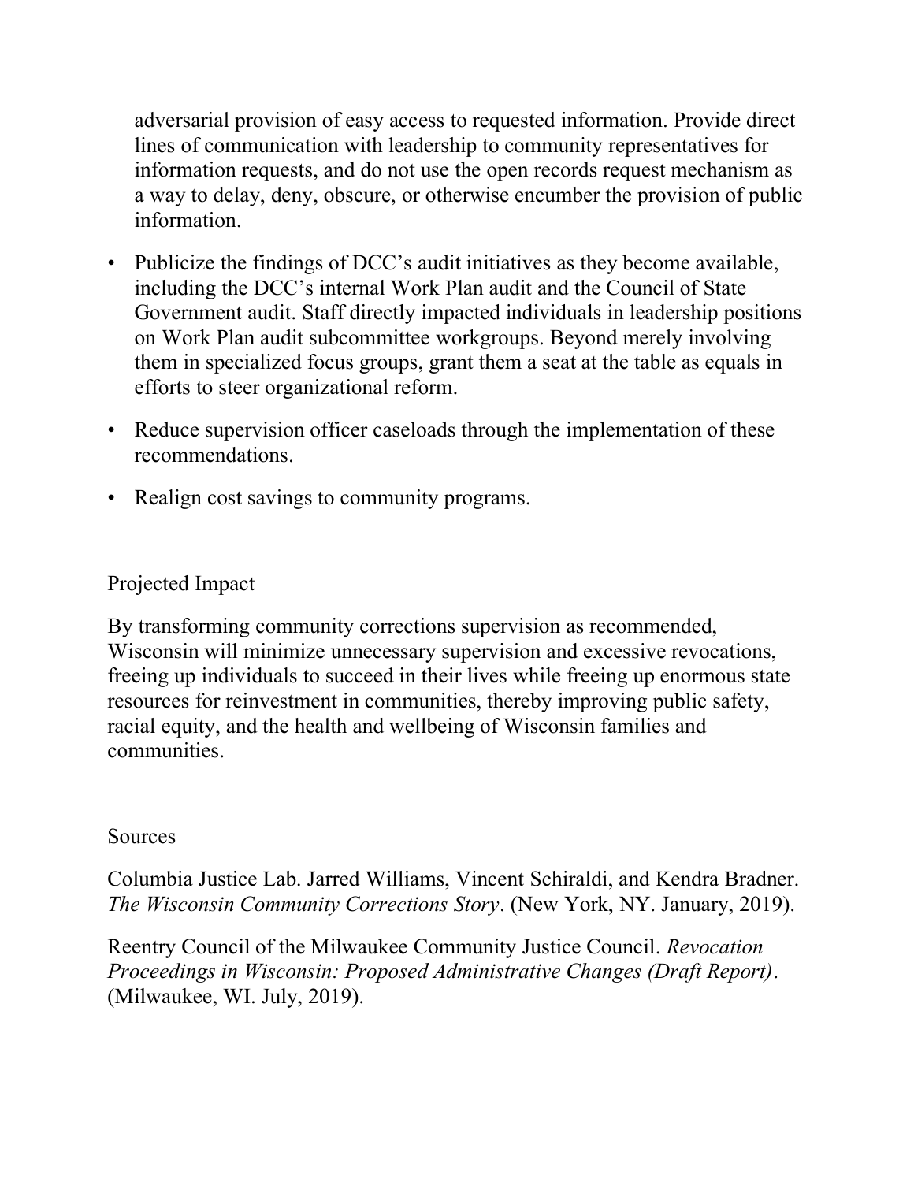adversarial provision of easy access to requested information. Provide direct lines of communication with leadership to community representatives for information requests, and do not use the open records request mechanism as a way to delay, deny, obscure, or otherwise encumber the provision of public information.

- Publicize the findings of DCC's audit initiatives as they become available, including the DCC's internal Work Plan audit and the Council of State Government audit. Staff directly impacted individuals in leadership positions on Work Plan audit subcommittee workgroups. Beyond merely involving them in specialized focus groups, grant them a seat at the table as equals in efforts to steer organizational reform.
- Reduce supervision officer caseloads through the implementation of these recommendations.
- Realign cost savings to community programs.

## Projected Impact

By transforming community corrections supervision as recommended, Wisconsin will minimize unnecessary supervision and excessive revocations, freeing up individuals to succeed in their lives while freeing up enormous state resources for reinvestment in communities, thereby improving public safety, racial equity, and the health and wellbeing of Wisconsin families and communities.

## Sources

Columbia Justice Lab. Jarred Williams, Vincent Schiraldi, and Kendra Bradner. *The Wisconsin Community Corrections Story*. (New York, NY. January, 2019).

Reentry Council of the Milwaukee Community Justice Council. *Revocation Proceedings in Wisconsin: Proposed Administrative Changes (Draft Report)*. (Milwaukee, WI. July, 2019).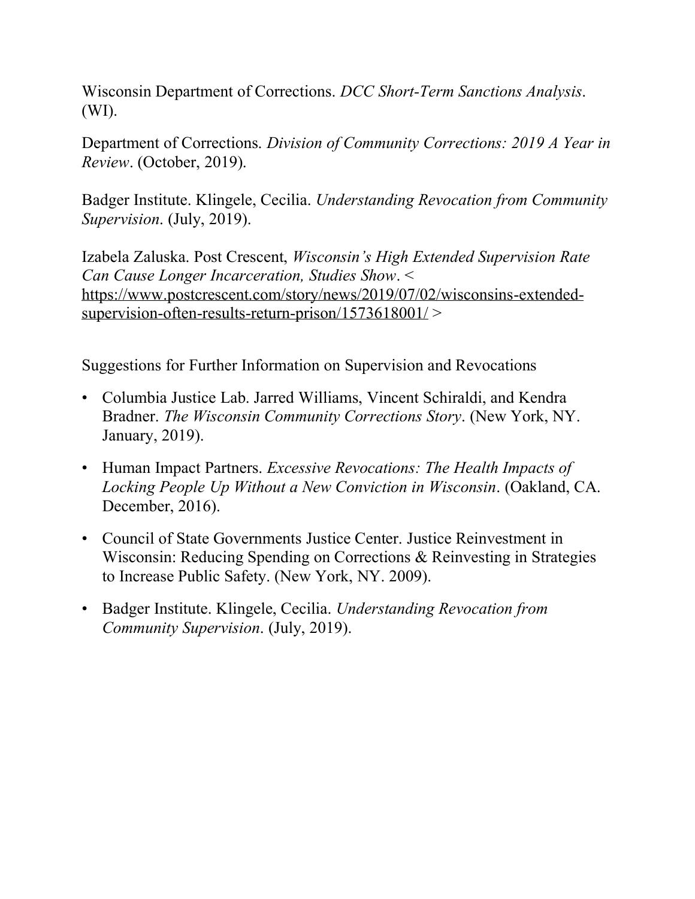Wisconsin Department of Corrections. *DCC Short-Term Sanctions Analysis*. (WI).

Department of Corrections. *Division of Community Corrections: 2019 A Year in Review*. (October, 2019).

Badger Institute. Klingele, Cecilia. *Understanding Revocation from Community Supervision*. (July, 2019).

Izabela Zaluska. Post Crescent, *Wisconsin's High Extended Supervision Rate Can Cause Longer Incarceration, Studies Show*. < https://www.postcrescent.com/story/news/2019/07/02/wisconsins-extended-supervision-often-results-return-prison/1573618001/ >

Suggestions for Further Information on Supervision and Revocations

- Columbia Justice Lab. Jarred Williams, Vincent Schiraldi, and Kendra Bradner. *The Wisconsin Community Corrections Story*. (New York, NY. January, 2019).
- Human Impact Partners. *Excessive Revocations: The Health Impacts of Locking People Up Without a New Conviction in Wisconsin*. (Oakland, CA. December, 2016).
- Council of State Governments Justice Center. Justice Reinvestment in Wisconsin: Reducing Spending on Corrections & Reinvesting in Strategies to Increase Public Safety. (New York, NY. 2009).
- Badger Institute. Klingele, Cecilia. *Understanding Revocation from Community Supervision*. (July, 2019).